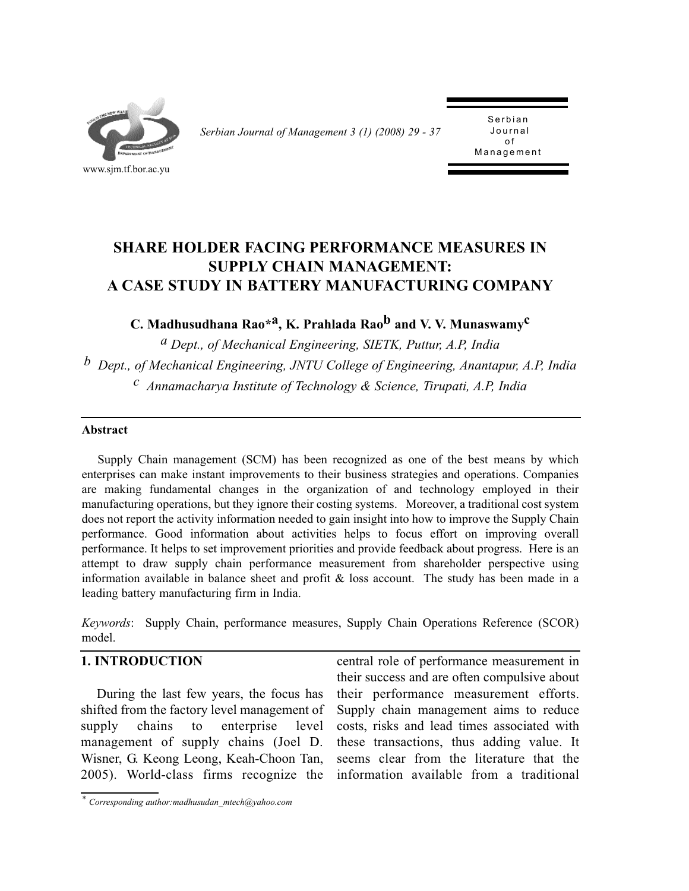# SHARE HOLDER FACING PERFORMANCE MEASURES IN SUPPLY CHAIN MANAGEMENT: A CASE STUDY IN BATTERY MANUFACTURING COMPANY

**C. Madhusudhana Rao*[a], K. Prahlada Rao[b] and V. V. Munaswamy[c]**

[a] *Dept., of Mechanical Engineering, SIETK, Puttur, A.P, India*

[b] *Dept., of Mechanical Engineering, JNTU College of Engineering, Anantapur, A.P, India*

[c] *Annamacharya Institute of Technology & Science, Tirupati, A.P, India*

---

**Abstract**

Supply Chain management (SCM) has been recognized as one of the best means by which enterprises can make instant improvements to their business strategies and operations. Companies are making fundamental changes in the organization of and technology employed in their manufacturing operations, but they ignore their costing systems. Moreover, a traditional cost system does not report the activity information needed to gain insight into how to improve the Supply Chain performance. Good information about activities helps to focus effort on improving overall performance. It helps to set improvement priorities and provide feedback about progress. Here is an attempt to draw supply chain performance measurement from shareholder perspective using information available in balance sheet and profit & loss account. The study has been made in a leading battery manufacturing firm in India.

*Keywords*: Supply Chain, performance measures, Supply Chain Operations Reference (SCOR) model.

---

## 1. INTRODUCTION

During the last few years, the focus has shifted from the factory level management of supply chains to enterprise level management of supply chains (Joel D. Wisner, G. Keong Leong, Keah-Choon Tan, 2005). World-class firms recognize the central role of performance measurement in their success and are often compulsive about their performance measurement efforts. Supply chain management aims to reduce costs, risks and lead times associated with these transactions, thus adding value. It seems clear from the literature that the information available from a traditional

\* *Corresponding author:madhusudan_mtech@yahoo.com*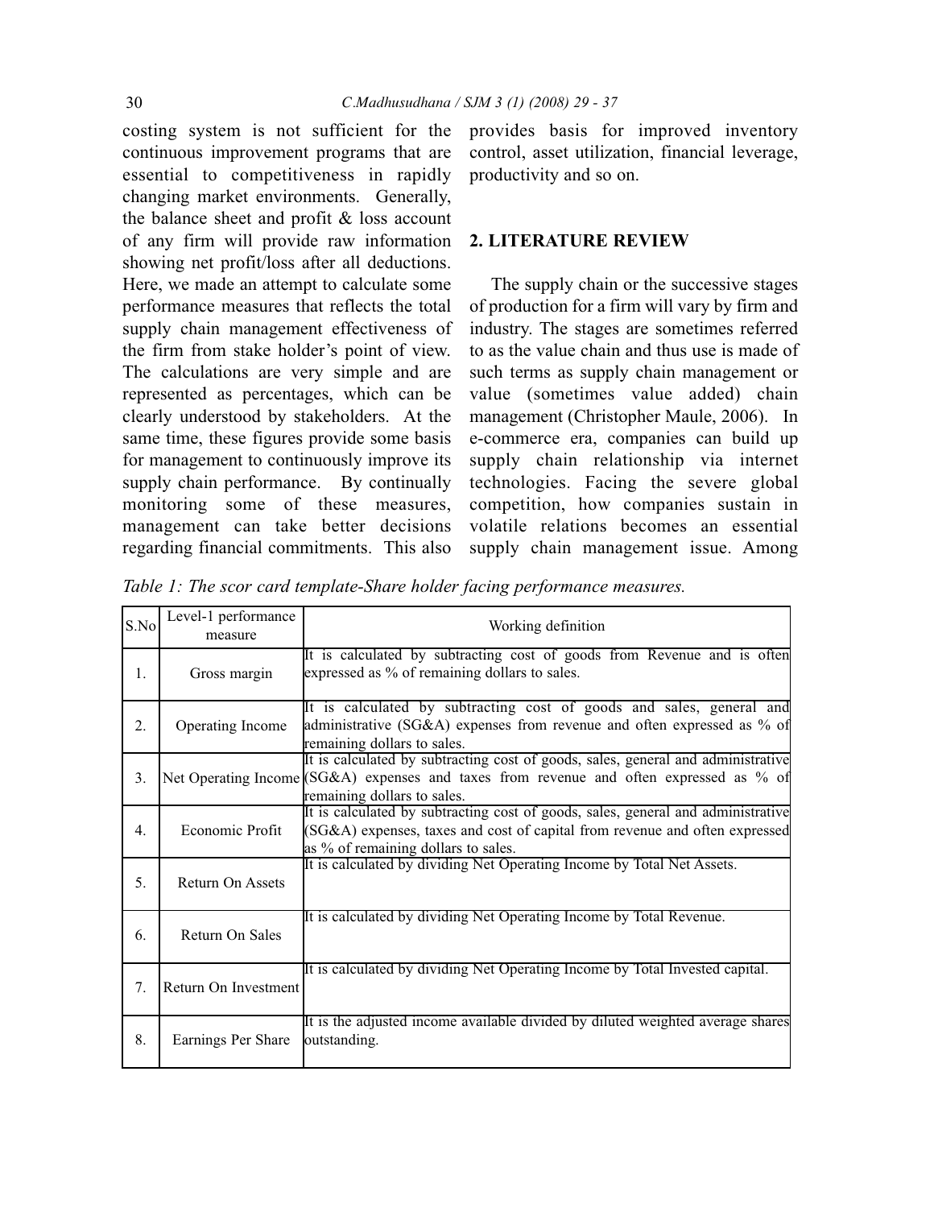costing system is not sufficient for the continuous improvement programs that are essential to competitiveness in rapidly changing market environments. Generally, the balance sheet and profit & loss account of any firm will provide raw information showing net profit/loss after all deductions. Here, we made an attempt to calculate some performance measures that reflects the total supply chain management effectiveness of the firm from stake holder's point of view. The calculations are very simple and are represented as percentages, which can be clearly understood by stakeholders. At the same time, these figures provide some basis for management to continuously improve its supply chain performance. By continually monitoring some of these measures, management can take better decisions regarding financial commitments. This also provides basis for improved inventory control, asset utilization, financial leverage, productivity and so on.

## 2. LITERATURE REVIEW

The supply chain or the successive stages of production for a firm will vary by firm and industry. The stages are sometimes referred to as the value chain and thus use is made of such terms as supply chain management or value (sometimes value added) chain management (Christopher Maule, 2006). In e-commerce era, companies can build up supply chain relationship via internet technologies. Facing the severe global competition, how companies sustain in volatile relations becomes an essential supply chain management issue. Among

*Table 1: The scor card template-Share holder facing performance measures.*

| S.No | Level-1 performance measure | Working definition |
|---|---|---|
| 1. | Gross margin | It is calculated by subtracting cost of goods from Revenue and is often expressed as % of remaining dollars to sales. |
| 2. | Operating Income | It is calculated by subtracting cost of goods and sales, general and administrative (SG&A) expenses from revenue and often expressed as % of remaining dollars to sales. |
| 3. | Net Operating Income | It is calculated by subtracting cost of goods, sales, general and administrative (SG&A) expenses and taxes from revenue and often expressed as % of remaining dollars to sales. |
| 4. | Economic Profit | It is calculated by subtracting cost of goods, sales, general and administrative (SG&A) expenses, taxes and cost of capital from revenue and often expressed as % of remaining dollars to sales. |
| 5. | Return On Assets | It is calculated by dividing Net Operating Income by Total Net Assets. |
| 6. | Return On Sales | It is calculated by dividing Net Operating Income by Total Revenue. |
| 7. | Return On Investment | It is calculated by dividing Net Operating Income by Total Invested capital. |
| 8. | Earnings Per Share | It is the adjusted income available divided by diluted weighted average shares outstanding. |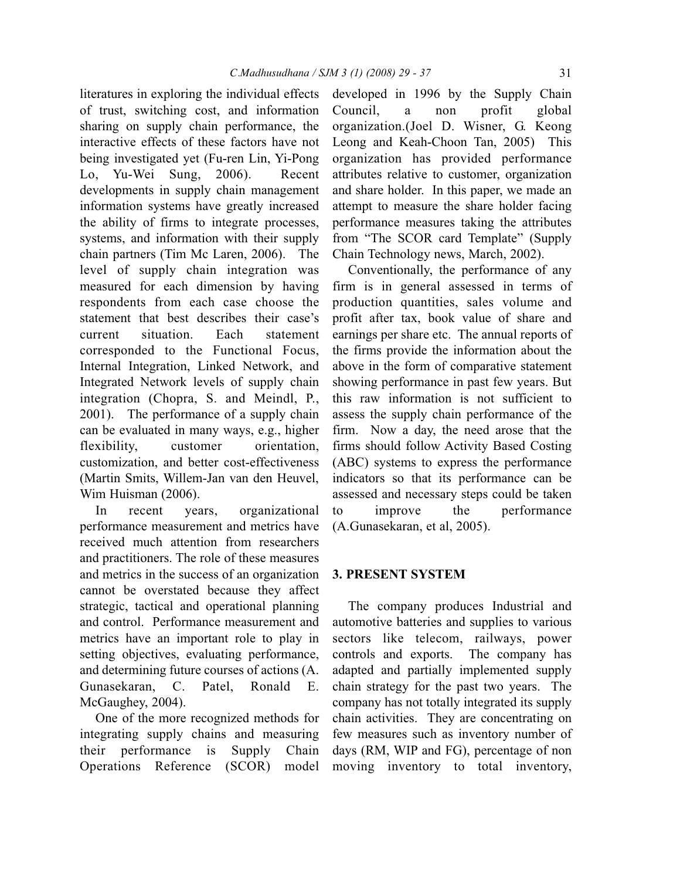literatures in exploring the individual effects of trust, switching cost, and information sharing on supply chain performance, the interactive effects of these factors have not being investigated yet (Fu-ren Lin, Yi-Pong Lo, Yu-Wei Sung, 2006). Recent developments in supply chain management information systems have greatly increased the ability of firms to integrate processes, systems, and information with their supply chain partners (Tim Mc Laren, 2006). The level of supply chain integration was measured for each dimension by having respondents from each case choose the statement that best describes their case's current situation. Each statement corresponded to the Functional Focus, Internal Integration, Linked Network, and Integrated Network levels of supply chain integration (Chopra, S. and Meindl, P., 2001). The performance of a supply chain can be evaluated in many ways, e.g., higher flexibility, customer orientation, customization, and better cost-effectiveness (Martin Smits, Willem-Jan van den Heuvel, Wim Huisman (2006).

In recent years, organizational performance measurement and metrics have received much attention from researchers and practitioners. The role of these measures and metrics in the success of an organization cannot be overstated because they affect strategic, tactical and operational planning and control. Performance measurement and metrics have an important role to play in setting objectives, evaluating performance, and determining future courses of actions (A. Gunasekaran, C. Patel, Ronald E. McGaughey, 2004).

One of the more recognized methods for integrating supply chains and measuring their performance is Supply Chain Operations Reference (SCOR) model developed in 1996 by the Supply Chain Council, a non profit global organization.(Joel D. Wisner, G. Keong Leong and Keah-Choon Tan, 2005) This organization has provided performance attributes relative to customer, organization and share holder. In this paper, we made an attempt to measure the share holder facing performance measures taking the attributes from "The SCOR card Template" (Supply Chain Technology news, March, 2002).

Conventionally, the performance of any firm is in general assessed in terms of production quantities, sales volume and profit after tax, book value of share and earnings per share etc. The annual reports of the firms provide the information about the above in the form of comparative statement showing performance in past few years. But this raw information is not sufficient to assess the supply chain performance of the firm. Now a day, the need arose that the firms should follow Activity Based Costing (ABC) systems to express the performance indicators so that its performance can be assessed and necessary steps could be taken to improve the performance (A.Gunasekaran, et al, 2005).

## 3. PRESENT SYSTEM

The company produces Industrial and automotive batteries and supplies to various sectors like telecom, railways, power controls and exports. The company has adapted and partially implemented supply chain strategy for the past two years. The company has not totally integrated its supply chain activities. They are concentrating on few measures such as inventory number of days (RM, WIP and FG), percentage of non moving inventory to total inventory,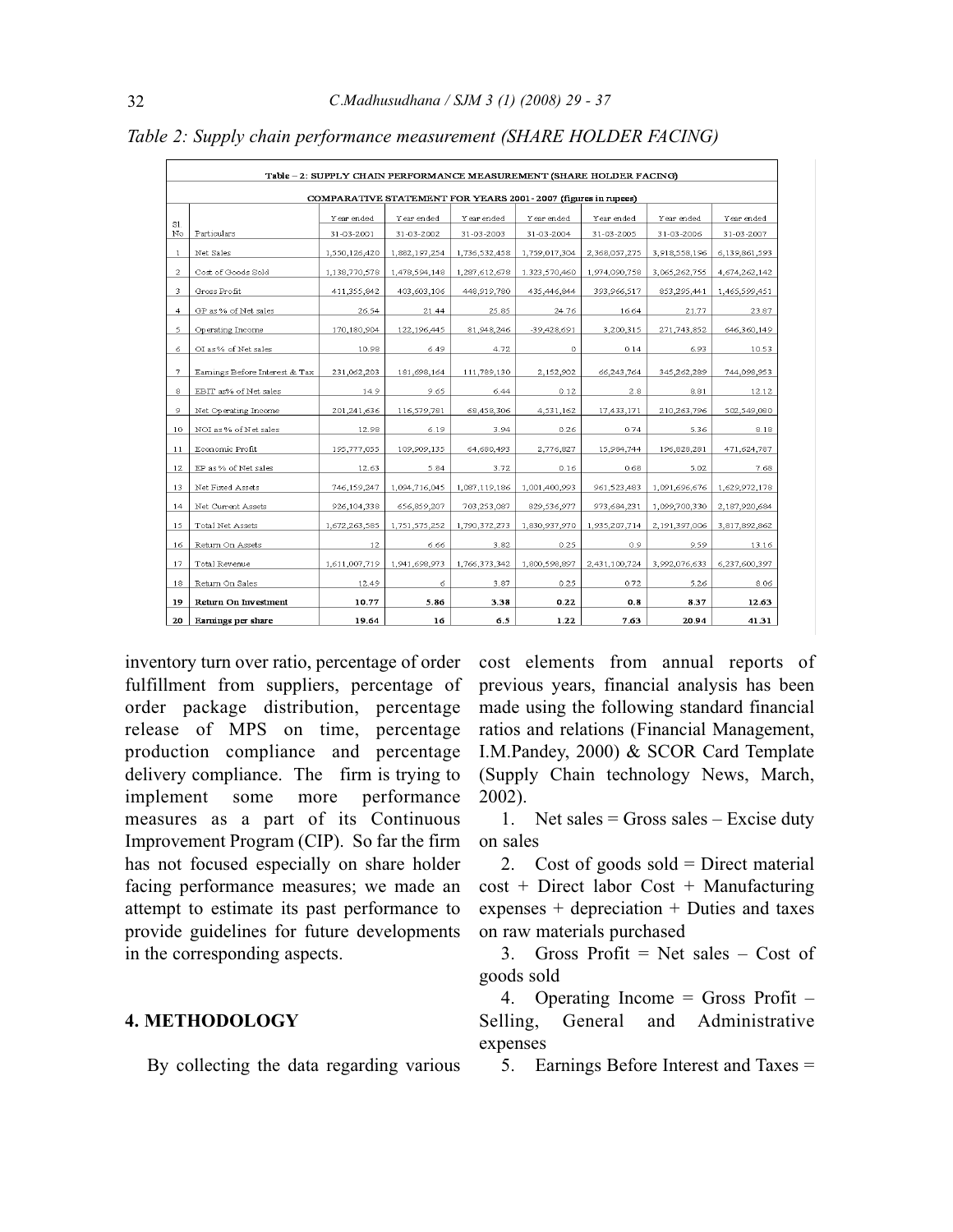*Table 2: Supply chain performance measurement (SHARE HOLDER FACING)*

| Table – 2: SUPPLY CHAIN PERFORMANCE MEASUREMENT (SHARE HOLDER FACING) | | | | | | | | |
|---|---|---|---|---|---|---|---|---|
| COMPARATIVE STATEMENT FOR YEARS 2001 - 2007 (figures in rupees) | | | | | | | | |
| Sl. No | Particulars | Year ended 31-03-2001 | Year ended 31-03-2002 | Year ended 31-03-2003 | Year ended 31-03-2004 | Year ended 31-03-2005 | Year ended 31-03-2006 | Year ended 31-03-2007 |
| 1 | Net Sales | 1,550,126,420 | 1,882,197,254 | 1,736,532,458 | 1,759,017,304 | 2,368,057,275 | 3,918,558,196 | 6,139,861,593 |
| 2 | Cost of Goods Sold | 1,138,770,578 | 1,478,594,148 | 1,287,612,678 | 1.323,570,460 | 1,974,090,758 | 3,065,262,755 | 4,674,262,142 |
| 3 | Gross Profit | 411,355,842 | 403,603,106 | 448,919,780 | 435,446,844 | 393,966,517 | 853,295,441 | 1,465,599,451 |
| 4 | GP as % of Net sales | 26.54 | 21.44 | 25.85 | 24.76 | 16.64 | 21.77 | 23.87 |
| 5 | Operating Income | 170,180,904 | 122,196,445 | 81,948,246 | -39,428,691 | 3,200,315 | 271,743,852 | 646,360,149 |
| 6 | OI as % of Net sales | 10.98 | 6.49 | 4.72 | 0 | 0.14 | 6.93 | 10.53 |
| 7 | Earnings Before Interest & Tax | 231,062,203 | 181,698,164 | 111,789,130 | 2,152,902 | 66,243,764 | 345,262,289 | 744,098,953 |
| 8 | EBIT as% of Net sales | 14.9 | 9.65 | 6.44 | 0.12 | 2.8 | 8.81 | 12.12 |
| 9 | Net Operating Income | 201,241,636 | 116,579,781 | 68,458,306 | 4,531,162 | 17,433,171 | 210,263,796 | 502,549,080 |
| 10 | NOI as % of Net sales | 12.98 | 6.19 | 3.94 | 0.26 | 0.74 | 5.36 | 8.18 |
| 11 | Economic Profit | 195,777,055 | 109,909,135 | 64,680,493 | 2,776,827 | 15,984,744 | 196,828,281 | 471,624,787 |
| 12 | EP as % of Net sales | 12.63 | 5.84 | 3.72 | 0.16 | 0.68 | 5.02 | 7.68 |
| 13 | Net Fixed Assets | 746,159,247 | 1,094,716,045 | 1,087,119,186 | 1,001,400,993 | 961,523,483 | 1,091,696,676 | 1,629,972,178 |
| 14 | Net Current Assets | 926,104,338 | 656,859,207 | 703,253,087 | 829,536,977 | 973,684,231 | 1,099,700,330 | 2,187,920,684 |
| 15 | Total Net Assets | 1,672,263,585 | 1,751,575,252 | 1,790,372,273 | 1,830,937,970 | 1,935,207,714 | 2,191,397,006 | 3,817,892,862 |
| 16 | Return On Assets | 12 | 6.66 | 3.82 | 0.25 | 0.9 | 9.59 | 13.16 |
| 17 | Total Revenue | 1,611,007,719 | 1,941,698,973 | 1,766,373,342 | 1,800,598,897 | 2,431,100,724 | 3,992,076,633 | 6,237,600,397 |
| 18 | Return On Sales | 12.49 | 6 | 3.87 | 0.25 | 0.72 | 5.26 | 8.06 |
| **19** | **Return On Investment** | **10.77** | **5.86** | **3.38** | **0.22** | **0.8** | **8.37** | **12.63** |
| **20** | **Earnings per share** | **19.64** | **16** | **6.5** | **1.22** | **7.63** | **20.94** | **41.31** |

inventory turn over ratio, percentage of order fulfillment from suppliers, percentage of order package distribution, percentage release of MPS on time, percentage production compliance and percentage delivery compliance. The firm is trying to implement some more performance measures as a part of its Continuous Improvement Program (CIP). So far the firm has not focused especially on share holder facing performance measures; we made an attempt to estimate its past performance to provide guidelines for future developments in the corresponding aspects.

## 4. METHODOLOGY

By collecting the data regarding various cost elements from annual reports of previous years, financial analysis has been made using the following standard financial ratios and relations (Financial Management, I.M.Pandey, 2000) & SCOR Card Template (Supply Chain technology News, March, 2002).

1. Net sales = Gross sales – Excise duty on sales
2. Cost of goods sold = Direct material cost + Direct labor Cost + Manufacturing expenses + depreciation + Duties and taxes on raw materials purchased
3. Gross Profit = Net sales – Cost of goods sold
4. Operating Income = Gross Profit – Selling, General and Administrative expenses
5. Earnings Before Interest and Taxes =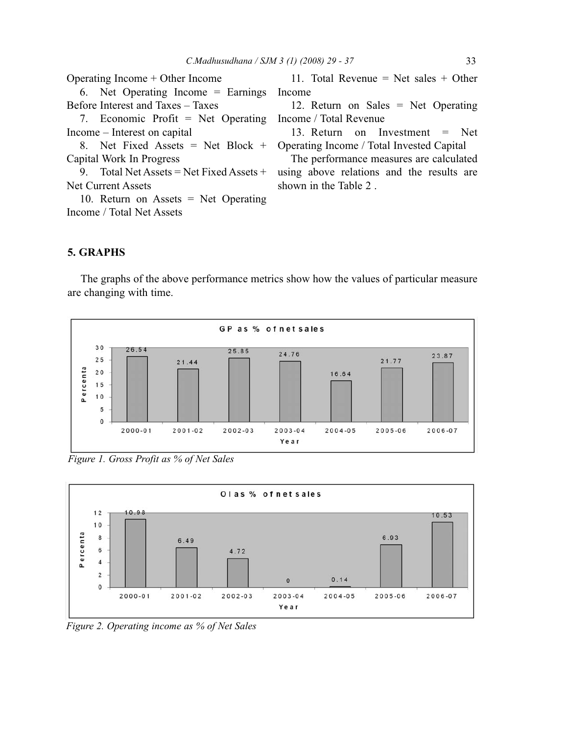Operating Income + Other Income

6. Net Operating Income = Earnings Before Interest and Taxes – Taxes

7. Economic Profit = Net Operating Income – Interest on capital

8. Net Fixed Assets = Net Block + Capital Work In Progress

9. Total Net Assets = Net Fixed Assets + Net Current Assets

10. Return on Assets = Net Operating Income / Total Net Assets

11. Total Revenue = Net sales + Other Income

12. Return on Sales = Net Operating Income / Total Revenue

13. Return on Investment = Net Operating Income / Total Invested Capital

The performance measures are calculated using above relations and the results are shown in the Table 2 .

## 5. GRAPHS

The graphs of the above performance metrics show how the values of particular measure are changing with time.

GP as % of net sales

| Year | 2000-01 | 2001-02 | 2002-03 | 2003-04 | 2004-05 | 2005-06 | 2006-07 |
|---|---|---|---|---|---|---|---|
| Percenta | 26.54 | 21.44 | 25.85 | 24.76 | 16.64 | 21.77 | 23.87 |

*Figure 1. Gross Profit as % of Net Sales*

OI as % of net sales

| Year | 2000-01 | 2001-02 | 2002-03 | 2003-04 | 2004-05 | 2005-06 | 2006-07 |
|---|---|---|---|---|---|---|---|
| Percenta | 10.98 | 6.49 | 4.72 | 0 | 0.14 | 6.93 | 10.53 |

*Figure 2. Operating income as % of Net Sales*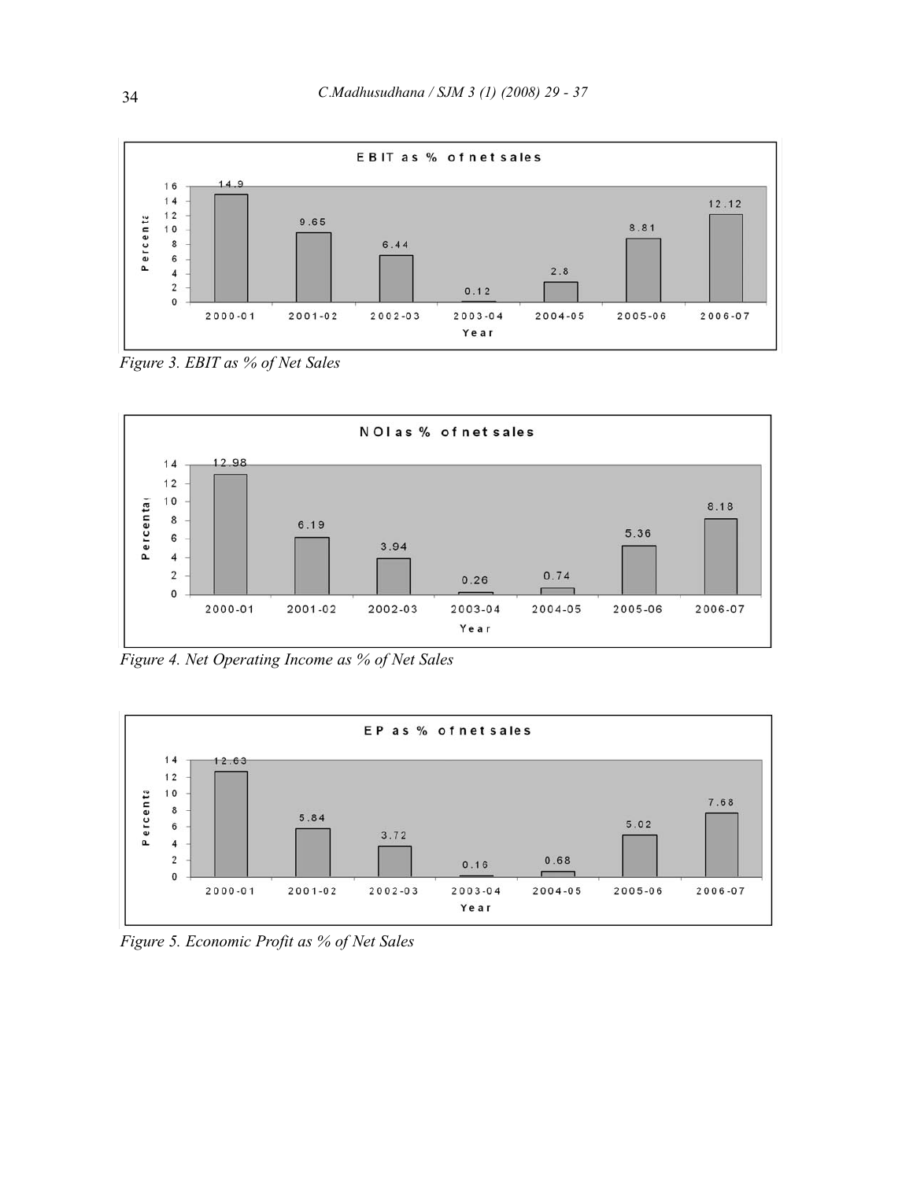Figure 3. EBIT as % of Net Sales

Figure 4. Net Operating Income as % of Net Sales

Figure 5. Economic Profit as % of Net Sales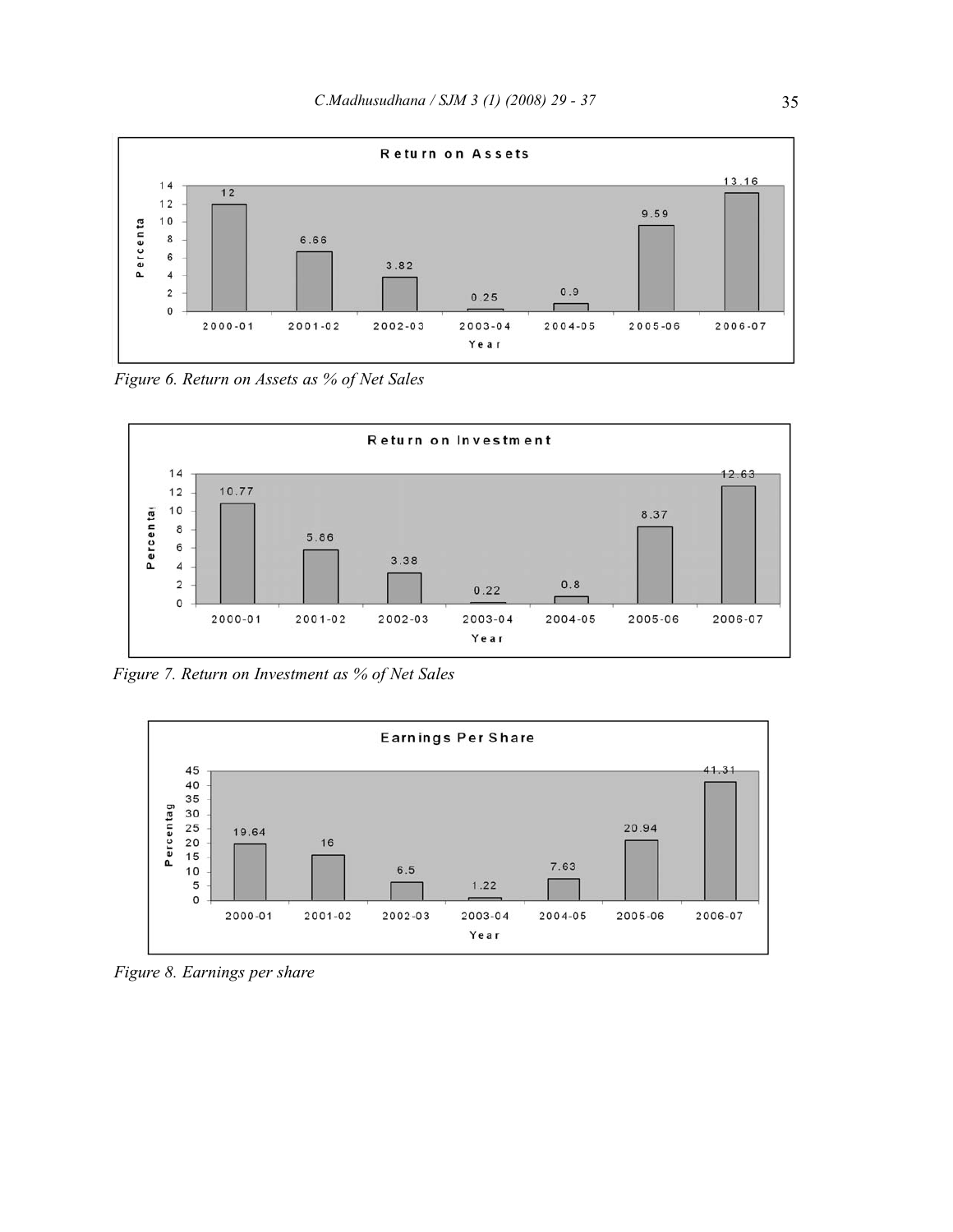Figure 6. Return on Assets as % of Net Sales

Figure 7. Return on Investment as % of Net Sales

Figure 8. Earnings per share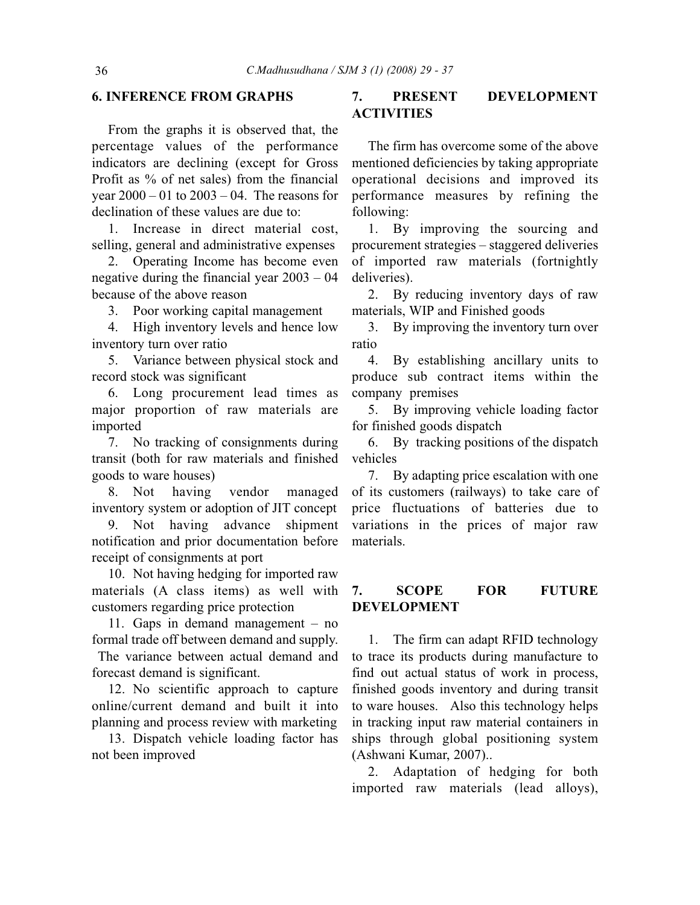## 6. INFERENCE FROM GRAPHS

From the graphs it is observed that, the percentage values of the performance indicators are declining (except for Gross Profit as % of net sales) from the financial year 2000 – 01 to 2003 – 04. The reasons for declination of these values are due to:

1. Increase in direct material cost, selling, general and administrative expenses
2. Operating Income has become even negative during the financial year 2003 – 04 because of the above reason
3. Poor working capital management
4. High inventory levels and hence low inventory turn over ratio
5. Variance between physical stock and record stock was significant
6. Long procurement lead times as major proportion of raw materials are imported
7. No tracking of consignments during transit (both for raw materials and finished goods to ware houses)
8. Not having vendor managed inventory system or adoption of JIT concept
9. Not having advance shipment notification and prior documentation before receipt of consignments at port
10. Not having hedging for imported raw materials (A class items) as well with customers regarding price protection
11. Gaps in demand management – no formal trade off between demand and supply. The variance between actual demand and forecast demand is significant.
12. No scientific approach to capture online/current demand and built it into planning and process review with marketing
13. Dispatch vehicle loading factor has not been improved

## 7. PRESENT DEVELOPMENT ACTIVITIES

The firm has overcome some of the above mentioned deficiencies by taking appropriate operational decisions and improved its performance measures by refining the following:

1. By improving the sourcing and procurement strategies – staggered deliveries of imported raw materials (fortnightly deliveries).
2. By reducing inventory days of raw materials, WIP and Finished goods
3. By improving the inventory turn over ratio
4. By establishing ancillary units to produce sub contract items within the company premises
5. By improving vehicle loading factor for finished goods dispatch
6. By tracking positions of the dispatch vehicles
7. By adapting price escalation with one of its customers (railways) to take care of price fluctuations of batteries due to variations in the prices of major raw materials.

## 7. SCOPE FOR FUTURE DEVELOPMENT

1. The firm can adapt RFID technology to trace its products during manufacture to find out actual status of work in process, finished goods inventory and during transit to ware houses. Also this technology helps in tracking input raw material containers in ships through global positioning system (Ashwani Kumar, 2007)..
2. Adaptation of hedging for both imported raw materials (lead alloys),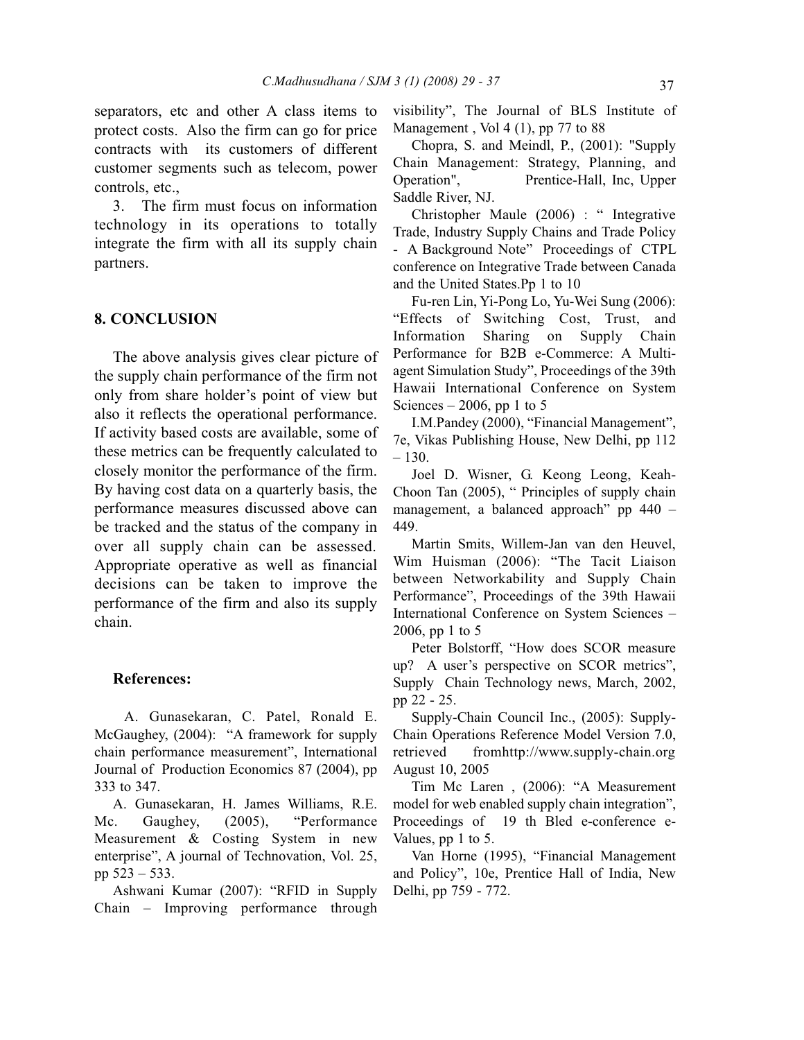separators, etc and other A class items to protect costs. Also the firm can go for price contracts with its customers of different customer segments such as telecom, power controls, etc.,

3. The firm must focus on information technology in its operations to totally integrate the firm with all its supply chain partners.

## 8. CONCLUSION

The above analysis gives clear picture of the supply chain performance of the firm not only from share holder's point of view but also it reflects the operational performance. If activity based costs are available, some of these metrics can be frequently calculated to closely monitor the performance of the firm. By having cost data on a quarterly basis, the performance measures discussed above can be tracked and the status of the company in over all supply chain can be assessed. Appropriate operative as well as financial decisions can be taken to improve the performance of the firm and also its supply chain.

## References:

A. Gunasekaran, C. Patel, Ronald E. McGaughey, (2004): "A framework for supply chain performance measurement", International Journal of Production Economics 87 (2004), pp 333 to 347.

A. Gunasekaran, H. James Williams, R.E. Mc. Gaughey, (2005), "Performance Measurement & Costing System in new enterprise", A journal of Technovation, Vol. 25, pp 523 – 533.

Ashwani Kumar (2007): "RFID in Supply Chain – Improving performance through visibility", The Journal of BLS Institute of Management , Vol 4 (1), pp 77 to 88

Chopra, S. and Meindl, P., (2001): "Supply Chain Management: Strategy, Planning, and Operation", Prentice-Hall, Inc, Upper Saddle River, NJ.

Christopher Maule (2006) : " Integrative Trade, Industry Supply Chains and Trade Policy - A Background Note" Proceedings of CTPL conference on Integrative Trade between Canada and the United States.Pp 1 to 10

Fu-ren Lin, Yi-Pong Lo, Yu-Wei Sung (2006): "Effects of Switching Cost, Trust, and Information Sharing on Supply Chain Performance for B2B e-Commerce: A Multi-agent Simulation Study", Proceedings of the 39th Hawaii International Conference on System Sciences – 2006, pp 1 to 5

I.M.Pandey (2000), "Financial Management", 7e, Vikas Publishing House, New Delhi, pp 112 – 130.

Joel D. Wisner, G. Keong Leong, Keah-Choon Tan (2005), " Principles of supply chain management, a balanced approach" pp 440 – 449.

Martin Smits, Willem-Jan van den Heuvel, Wim Huisman (2006): "The Tacit Liaison between Networkability and Supply Chain Performance", Proceedings of the 39th Hawaii International Conference on System Sciences – 2006, pp 1 to 5

Peter Bolstorff, "How does SCOR measure up? A user's perspective on SCOR metrics", Supply Chain Technology news, March, 2002, pp 22 - 25.

Supply-Chain Council Inc., (2005): Supply-Chain Operations Reference Model Version 7.0, retrieved fromhttp://www.supply-chain.org August 10, 2005

Tim Mc Laren , (2006): "A Measurement model for web enabled supply chain integration", Proceedings of 19 th Bled e-conference e-Values, pp 1 to 5.

Van Horne (1995), "Financial Management and Policy", 10e, Prentice Hall of India, New Delhi, pp 759 - 772.